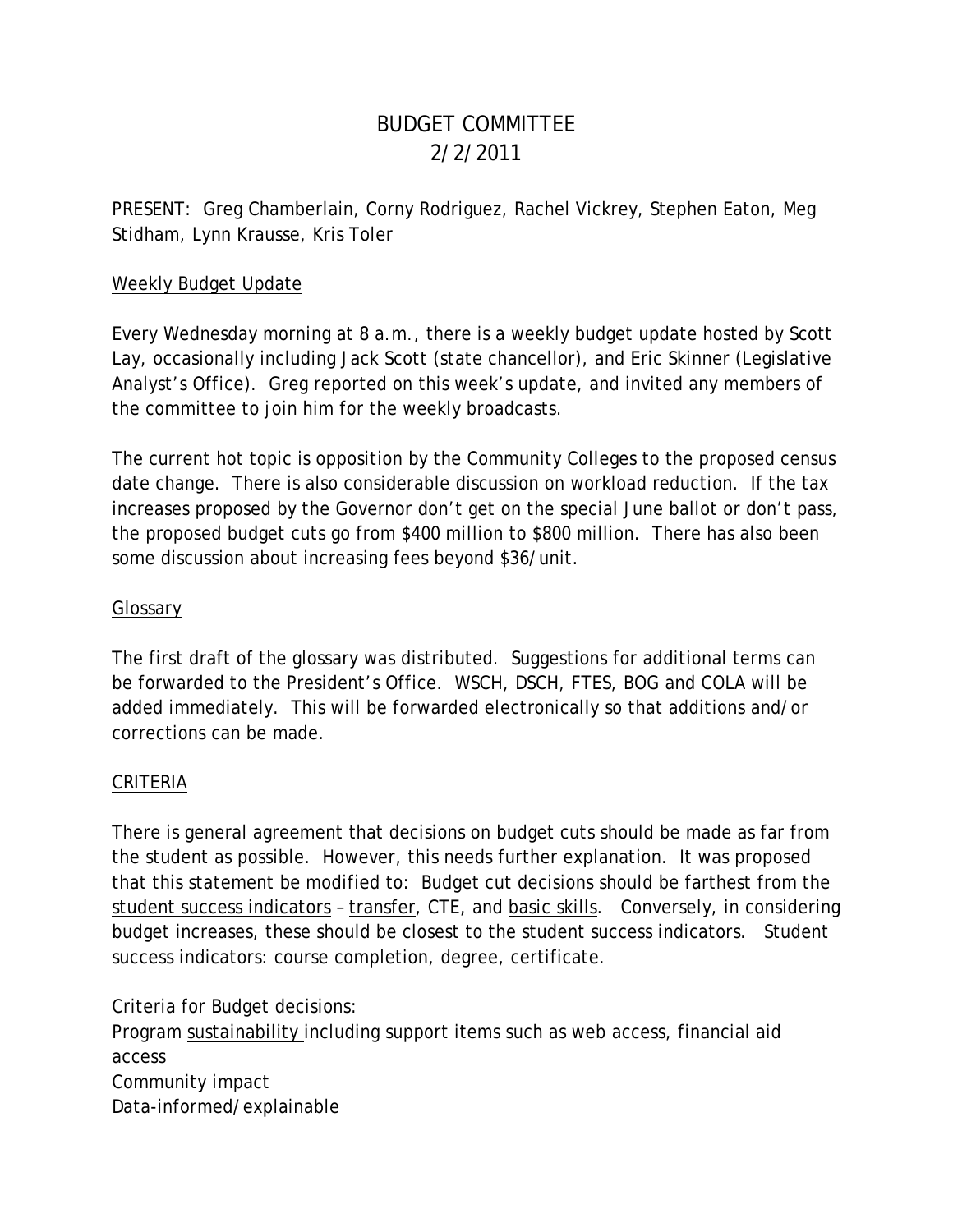# BUDGET COMMITTEE
## 2/2/2011

PRESENT: Greg Chamberlain, Corny Rodriguez, Rachel Vickrey, Stephen Eaton, Meg Stidham, Lynn Krausse, Kris Toler

<u>Weekly Budget Update</u>

Every Wednesday morning at 8 a.m., there is a weekly budget update hosted by Scott Lay, occasionally including Jack Scott (state chancellor), and Eric Skinner (Legislative Analyst's Office). Greg reported on this week's update, and invited any members of the committee to join him for the weekly broadcasts.

The current hot topic is opposition by the Community Colleges to the proposed census date change. There is also considerable discussion on workload reduction. If the tax increases proposed by the Governor don't get on the special June ballot or don't pass, the proposed budget cuts go from $400 million to $800 million. There has also been some discussion about increasing fees beyond $36/unit.

<u>Glossary</u>

The first draft of the glossary was distributed. Suggestions for additional terms can be forwarded to the President's Office. WSCH, DSCH, FTES, BOG and COLA will be added immediately. This will be forwarded electronically so that additions and/or corrections can be made.

<u>CRITERIA</u>

There is general agreement that decisions on budget cuts should be made as far from the student as possible. However, this needs further explanation. It was proposed that this statement be modified to: Budget cut decisions should be farthest from the <u>student success indicators</u> – <u>transfer</u>, CTE, and <u>basic skills</u>. Conversely, in considering budget increases, these should be closest to the student success indicators. Student success indicators: course completion, degree, certificate.

Criteria for Budget decisions:
Program <u>sustainability</u> including support items such as web access, financial aid access
Community impact
Data-informed/explainable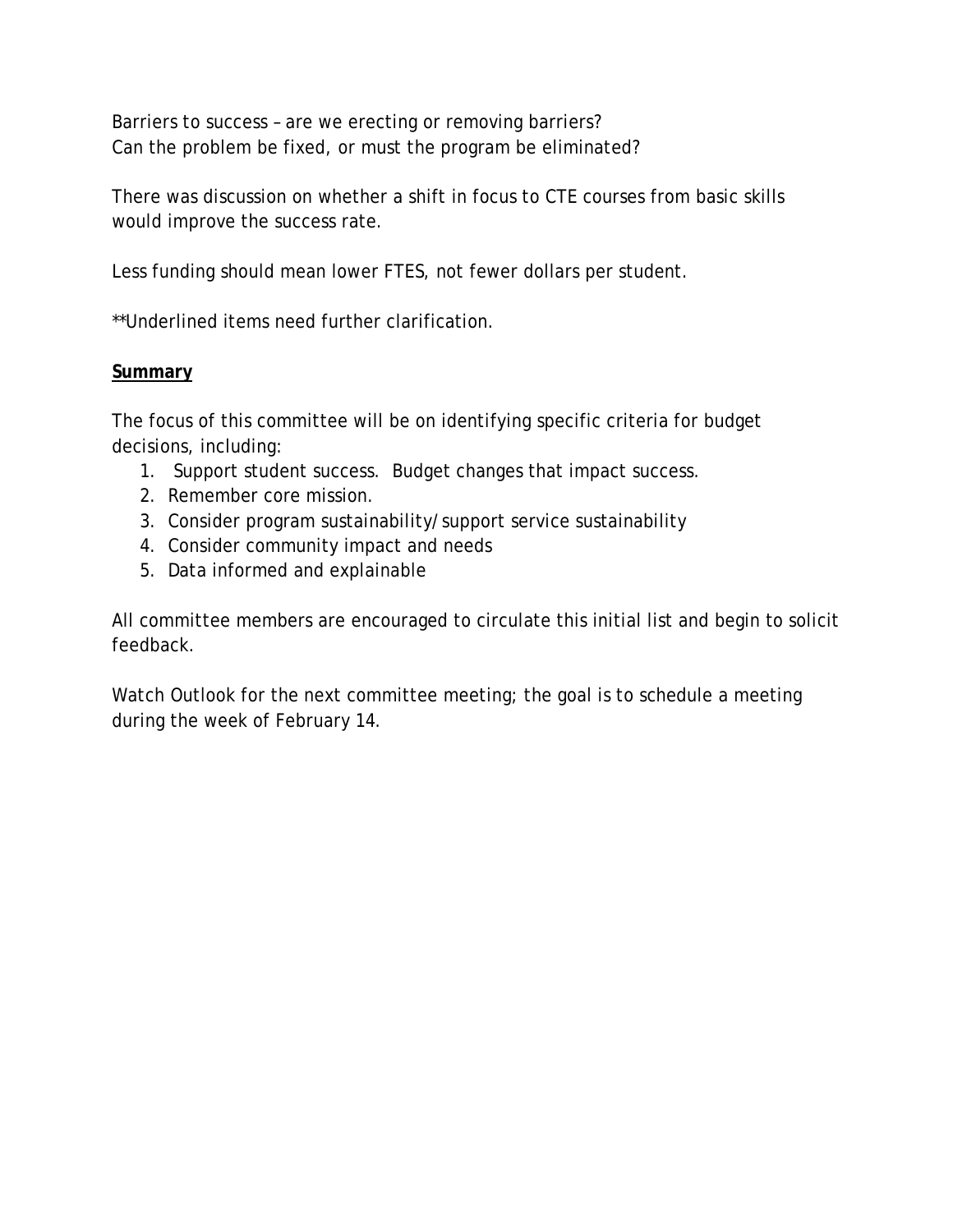Barriers to success – are we erecting or removing barriers?
Can the problem be fixed, or must the program be eliminated?

There was discussion on whether a shift in focus to CTE courses from basic skills would improve the success rate.

Less funding should mean lower FTES, not fewer dollars per student.

**Underlined items need further clarification.

**<u>Summary</u>**

The focus of this committee will be on identifying specific criteria for budget decisions, including:

1. Support student success. Budget changes that impact success.
2. Remember core mission.
3. Consider program sustainability/support service sustainability
4. Consider community impact and needs
5. Data informed and explainable

All committee members are encouraged to circulate this initial list and begin to solicit feedback.

Watch Outlook for the next committee meeting; the goal is to schedule a meeting during the week of February 14.